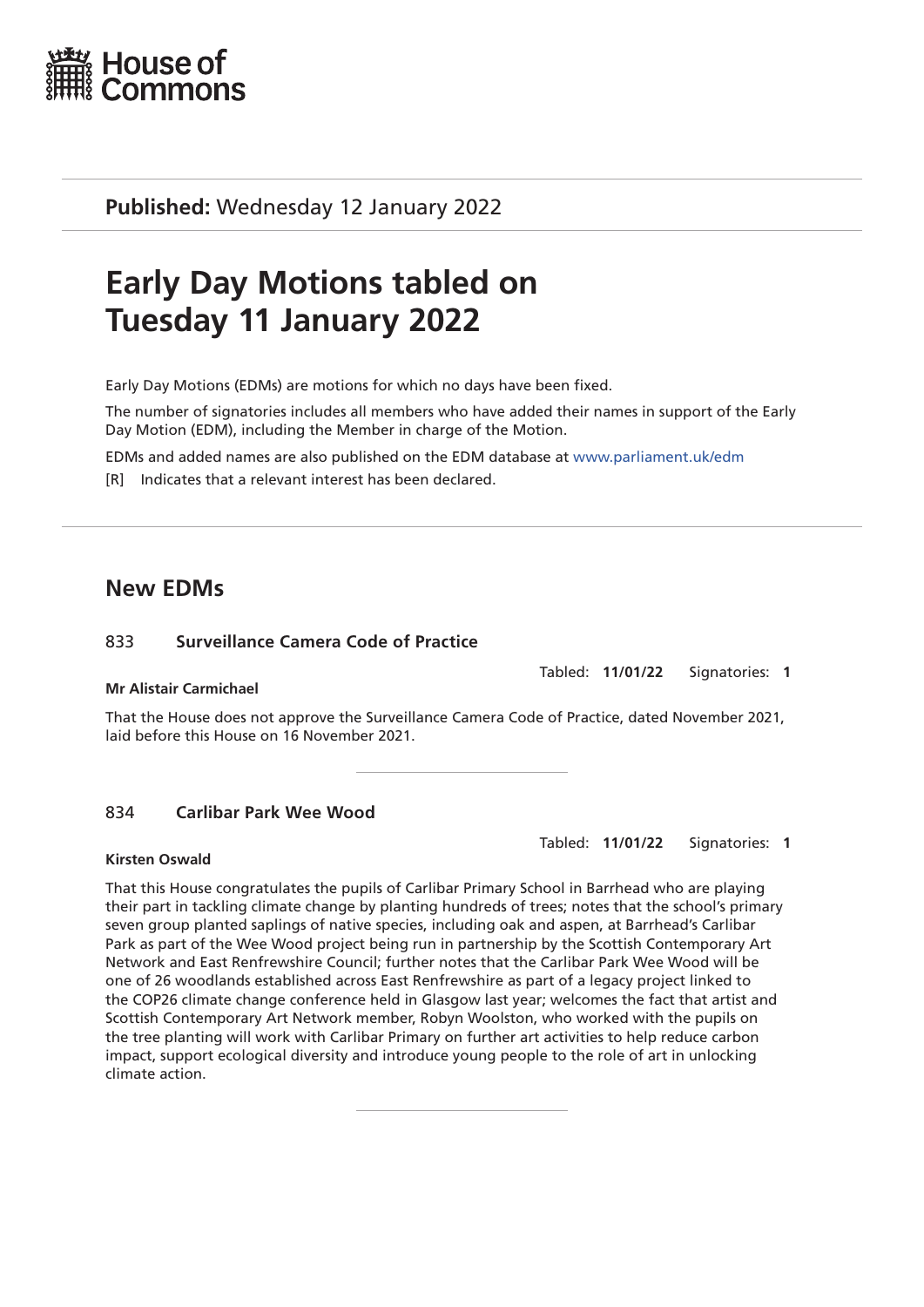House of Commons

**Published:** Wednesday 12 January 2022

# Early Day Motions tabled on Tuesday 11 January 2022

Early Day Motions (EDMs) are motions for which no days have been fixed.

The number of signatories includes all members who have added their names in support of the Early Day Motion (EDM), including the Member in charge of the Motion.

EDMs and added names are also published on the EDM database at www.parliament.uk/edm

[R] Indicates that a relevant interest has been declared.

## New EDMs

### 833 Surveillance Camera Code of Practice

Tabled: **11/01/22** Signatories: **1**

**Mr Alistair Carmichael**

That the House does not approve the Surveillance Camera Code of Practice, dated November 2021, laid before this House on 16 November 2021.

### 834 Carlibar Park Wee Wood

Tabled: **11/01/22** Signatories: **1**

**Kirsten Oswald**

That this House congratulates the pupils of Carlibar Primary School in Barrhead who are playing their part in tackling climate change by planting hundreds of trees; notes that the school's primary seven group planted saplings of native species, including oak and aspen, at Barrhead's Carlibar Park as part of the Wee Wood project being run in partnership by the Scottish Contemporary Art Network and East Renfrewshire Council; further notes that the Carlibar Park Wee Wood will be one of 26 woodlands established across East Renfrewshire as part of a legacy project linked to the COP26 climate change conference held in Glasgow last year; welcomes the fact that artist and Scottish Contemporary Art Network member, Robyn Woolston, who worked with the pupils on the tree planting will work with Carlibar Primary on further art activities to help reduce carbon impact, support ecological diversity and introduce young people to the role of art in unlocking climate action.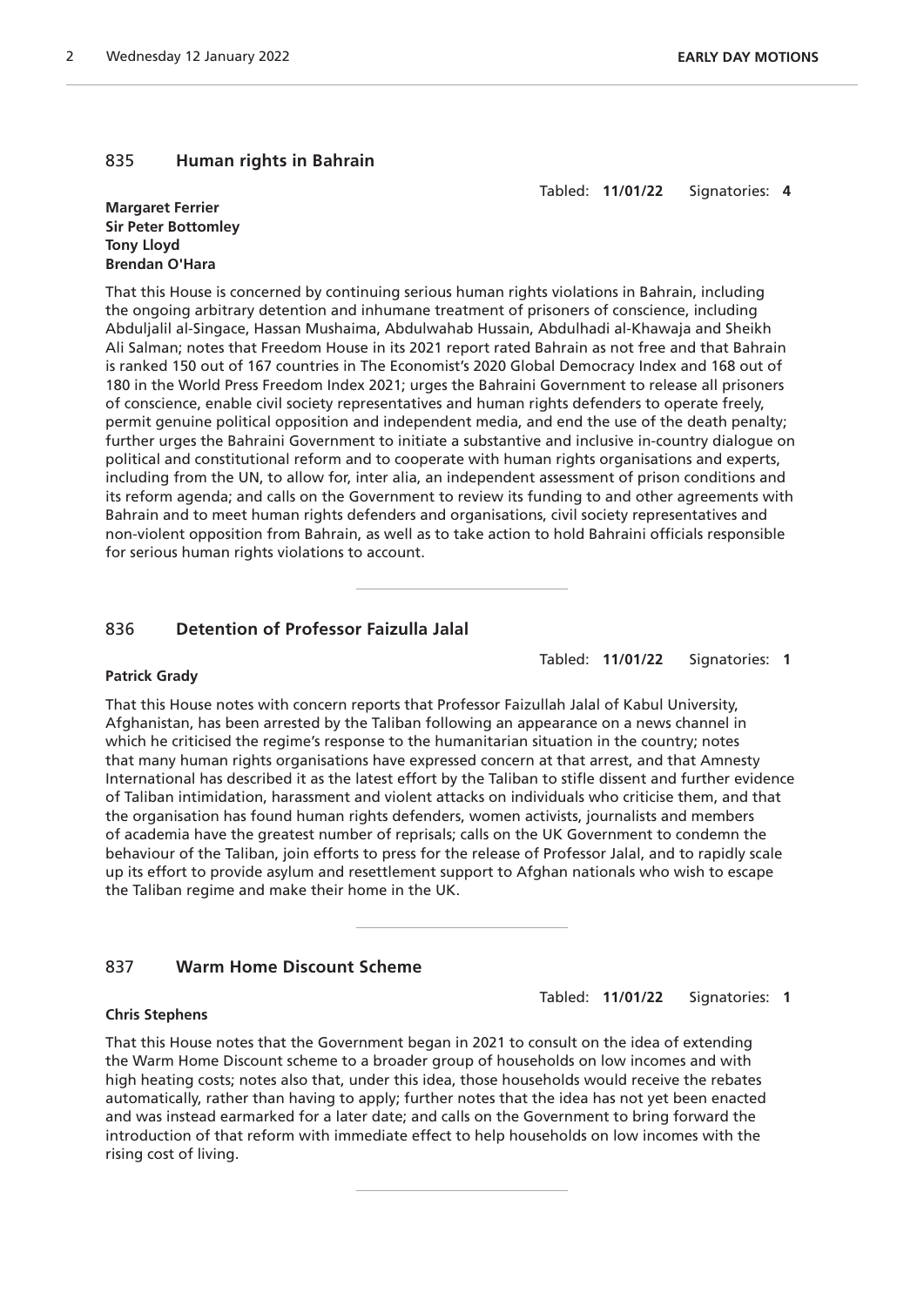## 835 Human rights in Bahrain

Tabled: **11/01/22** Signatories: **4**

**Margaret Ferrier**
**Sir Peter Bottomley**
**Tony Lloyd**
**Brendan O'Hara**

That this House is concerned by continuing serious human rights violations in Bahrain, including the ongoing arbitrary detention and inhumane treatment of prisoners of conscience, including Abduljalil al-Singace, Hassan Mushaima, Abdulwahab Hussain, Abdulhadi al-Khawaja and Sheikh Ali Salman; notes that Freedom House in its 2021 report rated Bahrain as not free and that Bahrain is ranked 150 out of 167 countries in The Economist's 2020 Global Democracy Index and 168 out of 180 in the World Press Freedom Index 2021; urges the Bahraini Government to release all prisoners of conscience, enable civil society representatives and human rights defenders to operate freely, permit genuine political opposition and independent media, and end the use of the death penalty; further urges the Bahraini Government to initiate a substantive and inclusive in-country dialogue on political and constitutional reform and to cooperate with human rights organisations and experts, including from the UN, to allow for, inter alia, an independent assessment of prison conditions and its reform agenda; and calls on the Government to review its funding to and other agreements with Bahrain and to meet human rights defenders and organisations, civil society representatives and non-violent opposition from Bahrain, as well as to take action to hold Bahraini officials responsible for serious human rights violations to account.

## 836 Detention of Professor Faizulla Jalal

Tabled: **11/01/22** Signatories: **1**

**Patrick Grady**

That this House notes with concern reports that Professor Faizullah Jalal of Kabul University, Afghanistan, has been arrested by the Taliban following an appearance on a news channel in which he criticised the regime's response to the humanitarian situation in the country; notes that many human rights organisations have expressed concern at that arrest, and that Amnesty International has described it as the latest effort by the Taliban to stifle dissent and further evidence of Taliban intimidation, harassment and violent attacks on individuals who criticise them, and that the organisation has found human rights defenders, women activists, journalists and members of academia have the greatest number of reprisals; calls on the UK Government to condemn the behaviour of the Taliban, join efforts to press for the release of Professor Jalal, and to rapidly scale up its effort to provide asylum and resettlement support to Afghan nationals who wish to escape the Taliban regime and make their home in the UK.

## 837 Warm Home Discount Scheme

Tabled: **11/01/22** Signatories: **1**

**Chris Stephens**

That this House notes that the Government began in 2021 to consult on the idea of extending the Warm Home Discount scheme to a broader group of households on low incomes and with high heating costs; notes also that, under this idea, those households would receive the rebates automatically, rather than having to apply; further notes that the idea has not yet been enacted and was instead earmarked for a later date; and calls on the Government to bring forward the introduction of that reform with immediate effect to help households on low incomes with the rising cost of living.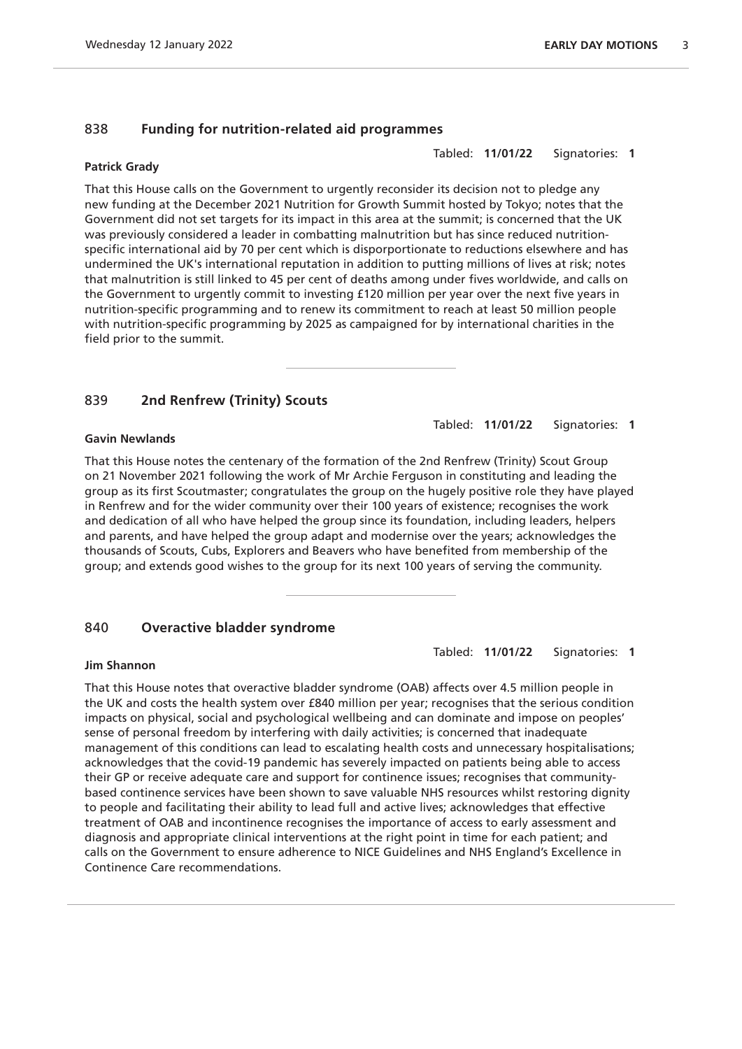## 838 Funding for nutrition-related aid programmes

Tabled: **11/01/22** Signatories: **1**

**Patrick Grady**

That this House calls on the Government to urgently reconsider its decision not to pledge any new funding at the December 2021 Nutrition for Growth Summit hosted by Tokyo; notes that the Government did not set targets for its impact in this area at the summit; is concerned that the UK was previously considered a leader in combatting malnutrition but has since reduced nutrition-specific international aid by 70 per cent which is disporportionate to reductions elsewhere and has undermined the UK's international reputation in addition to putting millions of lives at risk; notes that malnutrition is still linked to 45 per cent of deaths among under fives worldwide, and calls on the Government to urgently commit to investing £120 million per year over the next five years in nutrition-specific programming and to renew its commitment to reach at least 50 million people with nutrition-specific programming by 2025 as campaigned for by international charities in the field prior to the summit.

## 839 2nd Renfrew (Trinity) Scouts

Tabled: **11/01/22** Signatories: **1**

**Gavin Newlands**

That this House notes the centenary of the formation of the 2nd Renfrew (Trinity) Scout Group on 21 November 2021 following the work of Mr Archie Ferguson in constituting and leading the group as its first Scoutmaster; congratulates the group on the hugely positive role they have played in Renfrew and for the wider community over their 100 years of existence; recognises the work and dedication of all who have helped the group since its foundation, including leaders, helpers and parents, and have helped the group adapt and modernise over the years; acknowledges the thousands of Scouts, Cubs, Explorers and Beavers who have benefited from membership of the group; and extends good wishes to the group for its next 100 years of serving the community.

## 840 Overactive bladder syndrome

Tabled: **11/01/22** Signatories: **1**

**Jim Shannon**

That this House notes that overactive bladder syndrome (OAB) affects over 4.5 million people in the UK and costs the health system over £840 million per year; recognises that the serious condition impacts on physical, social and psychological wellbeing and can dominate and impose on peoples' sense of personal freedom by interfering with daily activities; is concerned that inadequate management of this conditions can lead to escalating health costs and unnecessary hospitalisations; acknowledges that the covid-19 pandemic has severely impacted on patients being able to access their GP or receive adequate care and support for continence issues; recognises that community-based continence services have been shown to save valuable NHS resources whilst restoring dignity to people and facilitating their ability to lead full and active lives; acknowledges that effective treatment of OAB and incontinence recognises the importance of access to early assessment and diagnosis and appropriate clinical interventions at the right point in time for each patient; and calls on the Government to ensure adherence to NICE Guidelines and NHS England's Excellence in Continence Care recommendations.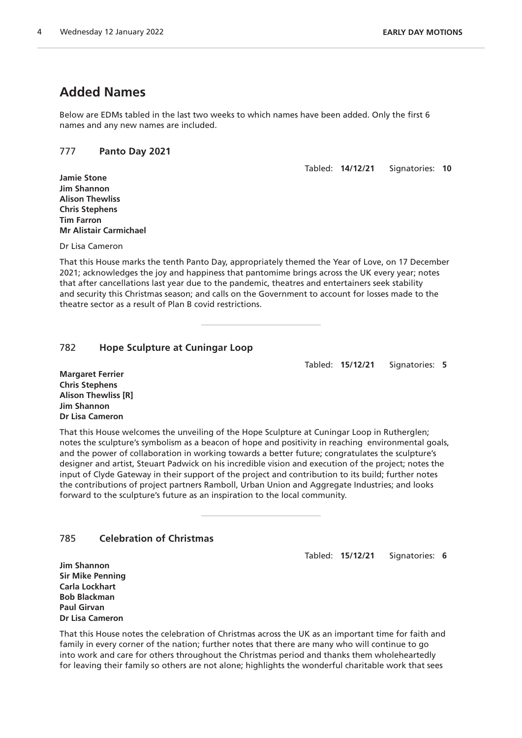## Added Names

Below are EDMs tabled in the last two weeks to which names have been added. Only the first 6 names and any new names are included.

### 777 Panto Day 2021

Tabled: **14/12/21** Signatories: **10**

**Jamie Stone**
**Jim Shannon**
**Alison Thewliss**
**Chris Stephens**
**Tim Farron**
**Mr Alistair Carmichael**

Dr Lisa Cameron

That this House marks the tenth Panto Day, appropriately themed the Year of Love, on 17 December 2021; acknowledges the joy and happiness that pantomime brings across the UK every year; notes that after cancellations last year due to the pandemic, theatres and entertainers seek stability and security this Christmas season; and calls on the Government to account for losses made to the theatre sector as a result of Plan B covid restrictions.

---

### 782 Hope Sculpture at Cuningar Loop

Tabled: **15/12/21** Signatories: **5**

**Margaret Ferrier**
**Chris Stephens**
**Alison Thewliss [R]**
**Jim Shannon**
**Dr Lisa Cameron**

That this House welcomes the unveiling of the Hope Sculpture at Cuningar Loop in Rutherglen; notes the sculpture's symbolism as a beacon of hope and positivity in reaching environmental goals, and the power of collaboration in working towards a better future; congratulates the sculpture's designer and artist, Steuart Padwick on his incredible vision and execution of the project; notes the input of Clyde Gateway in their support of the project and contribution to its build; further notes the contributions of project partners Ramboll, Urban Union and Aggregate Industries; and looks forward to the sculpture's future as an inspiration to the local community.

---

### 785 Celebration of Christmas

Tabled: **15/12/21** Signatories: **6**

**Jim Shannon**
**Sir Mike Penning**
**Carla Lockhart**
**Bob Blackman**
**Paul Girvan**
**Dr Lisa Cameron**

That this House notes the celebration of Christmas across the UK as an important time for faith and family in every corner of the nation; further notes that there are many who will continue to go into work and care for others throughout the Christmas period and thanks them wholeheartedly for leaving their family so others are not alone; highlights the wonderful charitable work that sees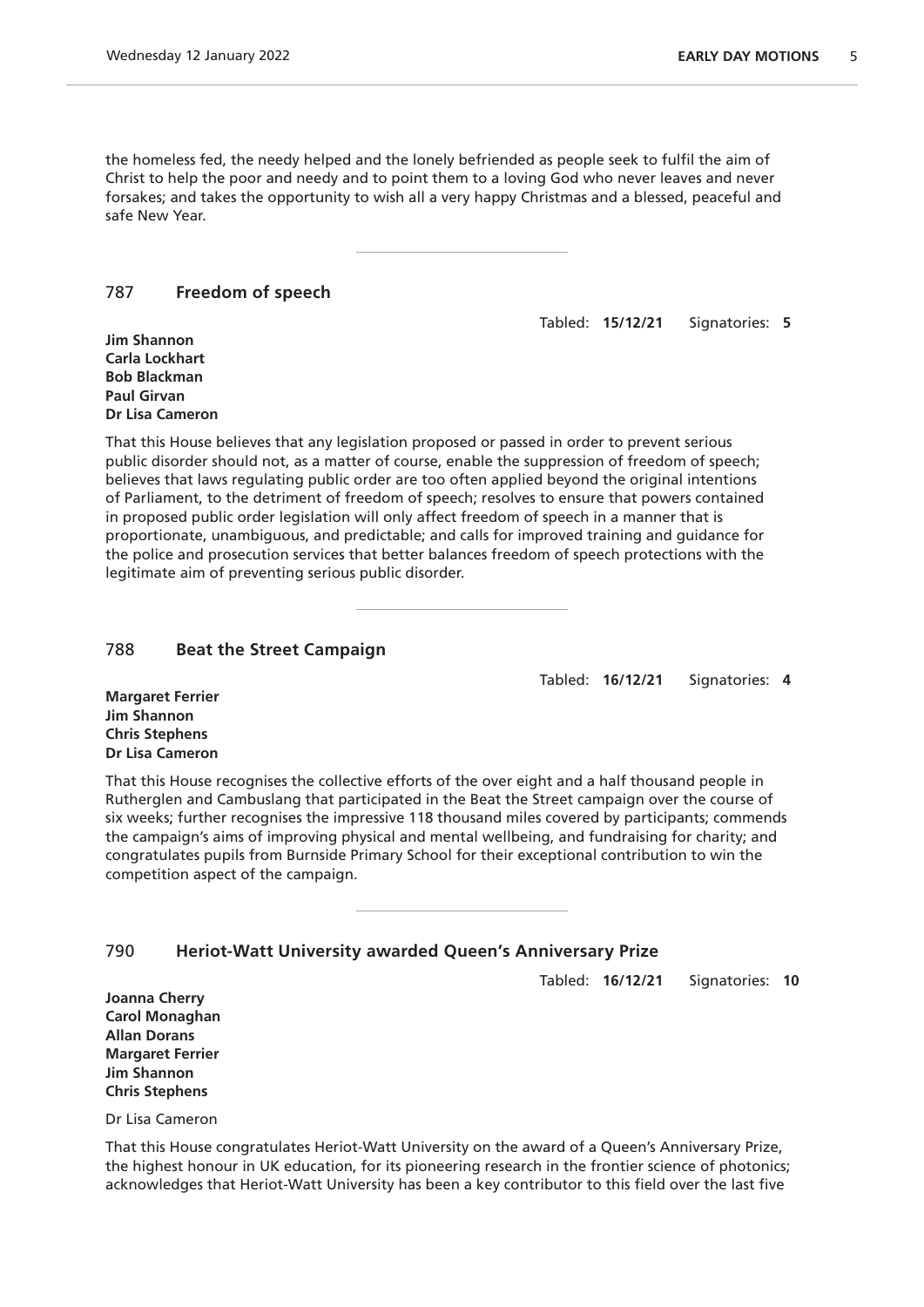the homeless fed, the needy helped and the lonely befriended as people seek to fulfil the aim of Christ to help the poor and needy and to point them to a loving God who never leaves and never forsakes; and takes the opportunity to wish all a very happy Christmas and a blessed, peaceful and safe New Year.

## 787 Freedom of speech

Tabled: **15/12/21** Signatories: **5**

**Jim Shannon**
**Carla Lockhart**
**Bob Blackman**
**Paul Girvan**
**Dr Lisa Cameron**

That this House believes that any legislation proposed or passed in order to prevent serious public disorder should not, as a matter of course, enable the suppression of freedom of speech; believes that laws regulating public order are too often applied beyond the original intentions of Parliament, to the detriment of freedom of speech; resolves to ensure that powers contained in proposed public order legislation will only affect freedom of speech in a manner that is proportionate, unambiguous, and predictable; and calls for improved training and guidance for the police and prosecution services that better balances freedom of speech protections with the legitimate aim of preventing serious public disorder.

## 788 Beat the Street Campaign

Tabled: **16/12/21** Signatories: **4**

**Margaret Ferrier**
**Jim Shannon**
**Chris Stephens**
**Dr Lisa Cameron**

That this House recognises the collective efforts of the over eight and a half thousand people in Rutherglen and Cambuslang that participated in the Beat the Street campaign over the course of six weeks; further recognises the impressive 118 thousand miles covered by participants; commends the campaign's aims of improving physical and mental wellbeing, and fundraising for charity; and congratulates pupils from Burnside Primary School for their exceptional contribution to win the competition aspect of the campaign.

## 790 Heriot-Watt University awarded Queen's Anniversary Prize

Tabled: **16/12/21** Signatories: **10**

**Joanna Cherry**
**Carol Monaghan**
**Allan Dorans**
**Margaret Ferrier**
**Jim Shannon**
**Chris Stephens**

Dr Lisa Cameron

That this House congratulates Heriot-Watt University on the award of a Queen's Anniversary Prize, the highest honour in UK education, for its pioneering research in the frontier science of photonics; acknowledges that Heriot-Watt University has been a key contributor to this field over the last five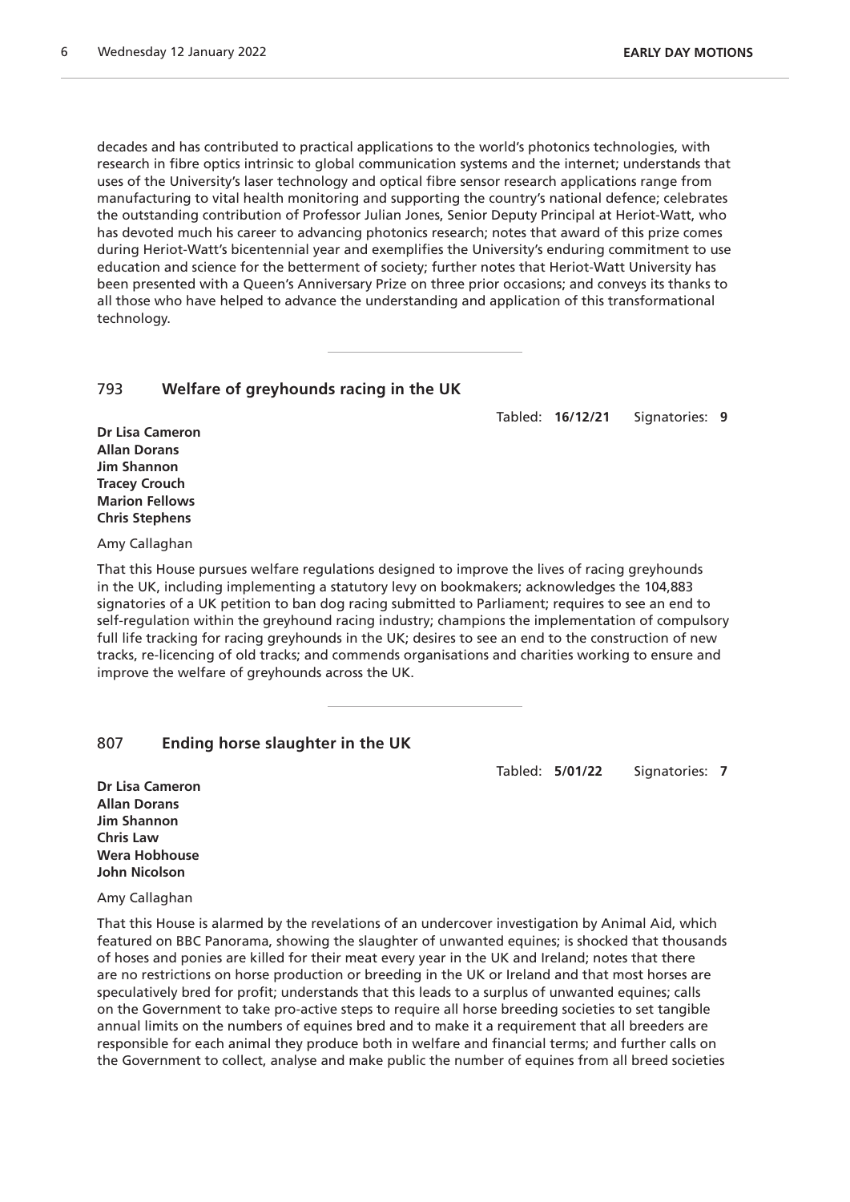decades and has contributed to practical applications to the world's photonics technologies, with research in fibre optics intrinsic to global communication systems and the internet; understands that uses of the University's laser technology and optical fibre sensor research applications range from manufacturing to vital health monitoring and supporting the country's national defence; celebrates the outstanding contribution of Professor Julian Jones, Senior Deputy Principal at Heriot-Watt, who has devoted much his career to advancing photonics research; notes that award of this prize comes during Heriot-Watt's bicentennial year and exemplifies the University's enduring commitment to use education and science for the betterment of society; further notes that Heriot-Watt University has been presented with a Queen's Anniversary Prize on three prior occasions; and conveys its thanks to all those who have helped to advance the understanding and application of this transformational technology.

---

## 793 Welfare of greyhounds racing in the UK

Tabled: **16/12/21** Signatories: **9**

**Dr Lisa Cameron**
**Allan Dorans**
**Jim Shannon**
**Tracey Crouch**
**Marion Fellows**
**Chris Stephens**

Amy Callaghan

That this House pursues welfare regulations designed to improve the lives of racing greyhounds in the UK, including implementing a statutory levy on bookmakers; acknowledges the 104,883 signatories of a UK petition to ban dog racing submitted to Parliament; requires to see an end to self-regulation within the greyhound racing industry; champions the implementation of compulsory full life tracking for racing greyhounds in the UK; desires to see an end to the construction of new tracks, re-licencing of old tracks; and commends organisations and charities working to ensure and improve the welfare of greyhounds across the UK.

---

## 807 Ending horse slaughter in the UK

Tabled: **5/01/22** Signatories: **7**

**Dr Lisa Cameron**
**Allan Dorans**
**Jim Shannon**
**Chris Law**
**Wera Hobhouse**
**John Nicolson**

Amy Callaghan

That this House is alarmed by the revelations of an undercover investigation by Animal Aid, which featured on BBC Panorama, showing the slaughter of unwanted equines; is shocked that thousands of hoses and ponies are killed for their meat every year in the UK and Ireland; notes that there are no restrictions on horse production or breeding in the UK or Ireland and that most horses are speculatively bred for profit; understands that this leads to a surplus of unwanted equines; calls on the Government to take pro-active steps to require all horse breeding societies to set tangible annual limits on the numbers of equines bred and to make it a requirement that all breeders are responsible for each animal they produce both in welfare and financial terms; and further calls on the Government to collect, analyse and make public the number of equines from all breed societies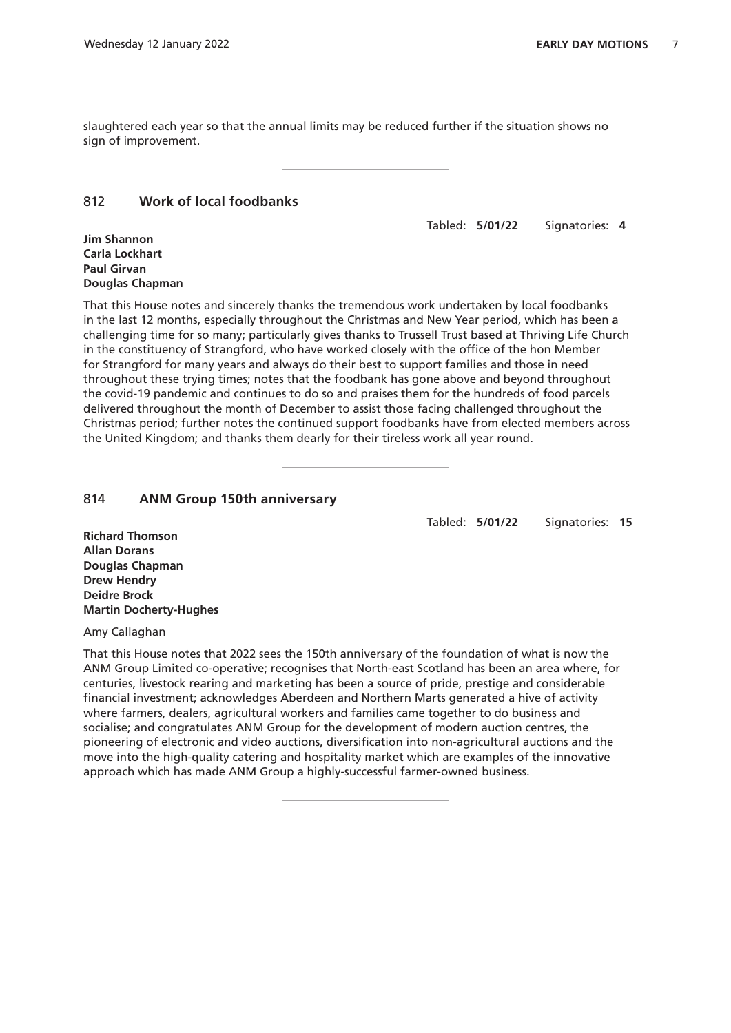slaughtered each year so that the annual limits may be reduced further if the situation shows no sign of improvement.

---

## 812 Work of local foodbanks

Tabled: **5/01/22** Signatories: **4**

**Jim Shannon**
**Carla Lockhart**
**Paul Girvan**
**Douglas Chapman**

That this House notes and sincerely thanks the tremendous work undertaken by local foodbanks in the last 12 months, especially throughout the Christmas and New Year period, which has been a challenging time for so many; particularly gives thanks to Trussell Trust based at Thriving Life Church in the constituency of Strangford, who have worked closely with the office of the hon Member for Strangford for many years and always do their best to support families and those in need throughout these trying times; notes that the foodbank has gone above and beyond throughout the covid-19 pandemic and continues to do so and praises them for the hundreds of food parcels delivered throughout the month of December to assist those facing challenged throughout the Christmas period; further notes the continued support foodbanks have from elected members across the United Kingdom; and thanks them dearly for their tireless work all year round.

---

## 814 ANM Group 150th anniversary

Tabled: **5/01/22** Signatories: **15**

**Richard Thomson**
**Allan Dorans**
**Douglas Chapman**
**Drew Hendry**
**Deidre Brock**
**Martin Docherty-Hughes**

Amy Callaghan

That this House notes that 2022 sees the 150th anniversary of the foundation of what is now the ANM Group Limited co-operative; recognises that North-east Scotland has been an area where, for centuries, livestock rearing and marketing has been a source of pride, prestige and considerable financial investment; acknowledges Aberdeen and Northern Marts generated a hive of activity where farmers, dealers, agricultural workers and families came together to do business and socialise; and congratulates ANM Group for the development of modern auction centres, the pioneering of electronic and video auctions, diversification into non-agricultural auctions and the move into the high-quality catering and hospitality market which are examples of the innovative approach which has made ANM Group a highly-successful farmer-owned business.

---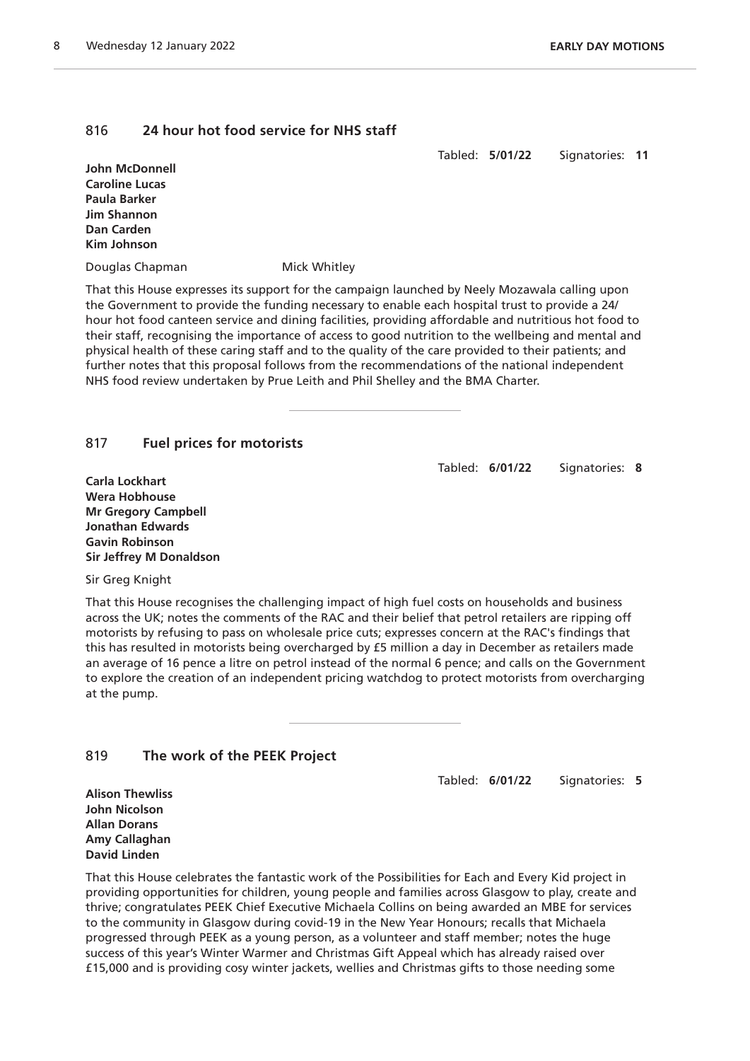## 816 24 hour hot food service for NHS staff

Tabled: **5/01/22** Signatories: **11**

**John McDonnell**
**Caroline Lucas**
**Paula Barker**
**Jim Shannon**
**Dan Carden**
**Kim Johnson**

Douglas Chapman Mick Whitley

That this House expresses its support for the campaign launched by Neely Mozawala calling upon the Government to provide the funding necessary to enable each hospital trust to provide a 24/ hour hot food canteen service and dining facilities, providing affordable and nutritious hot food to their staff, recognising the importance of access to good nutrition to the wellbeing and mental and physical health of these caring staff and to the quality of the care provided to their patients; and further notes that this proposal follows from the recommendations of the national independent NHS food review undertaken by Prue Leith and Phil Shelley and the BMA Charter.

---

## 817 Fuel prices for motorists

Tabled: **6/01/22** Signatories: **8**

**Carla Lockhart**
**Wera Hobhouse**
**Mr Gregory Campbell**
**Jonathan Edwards**
**Gavin Robinson**
**Sir Jeffrey M Donaldson**

Sir Greg Knight

That this House recognises the challenging impact of high fuel costs on households and business across the UK; notes the comments of the RAC and their belief that petrol retailers are ripping off motorists by refusing to pass on wholesale price cuts; expresses concern at the RAC's findings that this has resulted in motorists being overcharged by £5 million a day in December as retailers made an average of 16 pence a litre on petrol instead of the normal 6 pence; and calls on the Government to explore the creation of an independent pricing watchdog to protect motorists from overcharging at the pump.

---

## 819 The work of the PEEK Project

Tabled: **6/01/22** Signatories: **5**

**Alison Thewliss**
**John Nicolson**
**Allan Dorans**
**Amy Callaghan**
**David Linden**

That this House celebrates the fantastic work of the Possibilities for Each and Every Kid project in providing opportunities for children, young people and families across Glasgow to play, create and thrive; congratulates PEEK Chief Executive Michaela Collins on being awarded an MBE for services to the community in Glasgow during covid-19 in the New Year Honours; recalls that Michaela progressed through PEEK as a young person, as a volunteer and staff member; notes the huge success of this year's Winter Warmer and Christmas Gift Appeal which has already raised over £15,000 and is providing cosy winter jackets, wellies and Christmas gifts to those needing some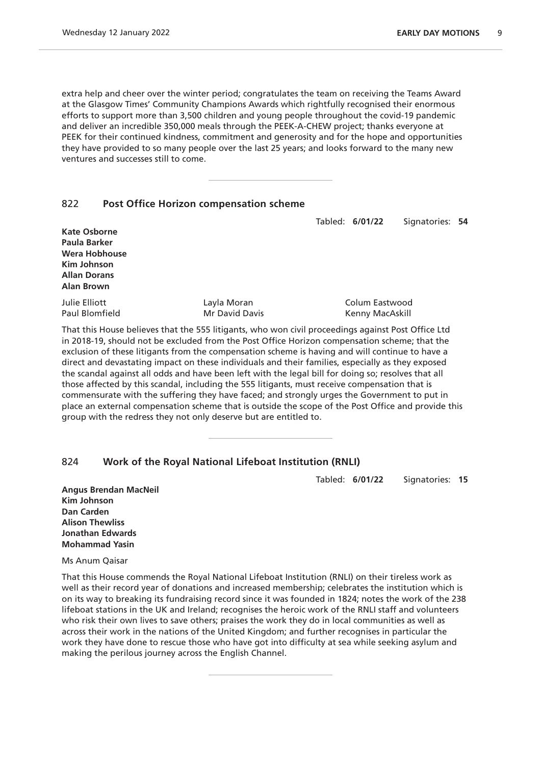extra help and cheer over the winter period; congratulates the team on receiving the Teams Award at the Glasgow Times' Community Champions Awards which rightfully recognised their enormous efforts to support more than 3,500 children and young people throughout the covid-19 pandemic and deliver an incredible 350,000 meals through the PEEK-A-CHEW project; thanks everyone at PEEK for their continued kindness, commitment and generosity and for the hope and opportunities they have provided to so many people over the last 25 years; and looks forward to the many new ventures and successes still to come.

---

## 822 Post Office Horizon compensation scheme

Tabled: **6/01/22** Signatories: **54**

**Kate Osborne**
**Paula Barker**
**Wera Hobhouse**
**Kim Johnson**
**Allan Dorans**
**Alan Brown**

Julie Elliott
Layla Moran
Colum Eastwood
Paul Blomfield
Mr David Davis
Kenny MacAskill

That this House believes that the 555 litigants, who won civil proceedings against Post Office Ltd in 2018-19, should not be excluded from the Post Office Horizon compensation scheme; that the exclusion of these litigants from the compensation scheme is having and will continue to have a direct and devastating impact on these individuals and their families, especially as they exposed the scandal against all odds and have been left with the legal bill for doing so; resolves that all those affected by this scandal, including the 555 litigants, must receive compensation that is commensurate with the suffering they have faced; and strongly urges the Government to put in place an external compensation scheme that is outside the scope of the Post Office and provide this group with the redress they not only deserve but are entitled to.

---

## 824 Work of the Royal National Lifeboat Institution (RNLI)

Tabled: **6/01/22** Signatories: **15**

**Angus Brendan MacNeil**
**Kim Johnson**
**Dan Carden**
**Alison Thewliss**
**Jonathan Edwards**
**Mohammad Yasin**

Ms Anum Qaisar

That this House commends the Royal National Lifeboat Institution (RNLI) on their tireless work as well as their record year of donations and increased membership; celebrates the institution which is on its way to breaking its fundraising record since it was founded in 1824; notes the work of the 238 lifeboat stations in the UK and Ireland; recognises the heroic work of the RNLI staff and volunteers who risk their own lives to save others; praises the work they do in local communities as well as across their work in the nations of the United Kingdom; and further recognises in particular the work they have done to rescue those who have got into difficulty at sea while seeking asylum and making the perilous journey across the English Channel.

---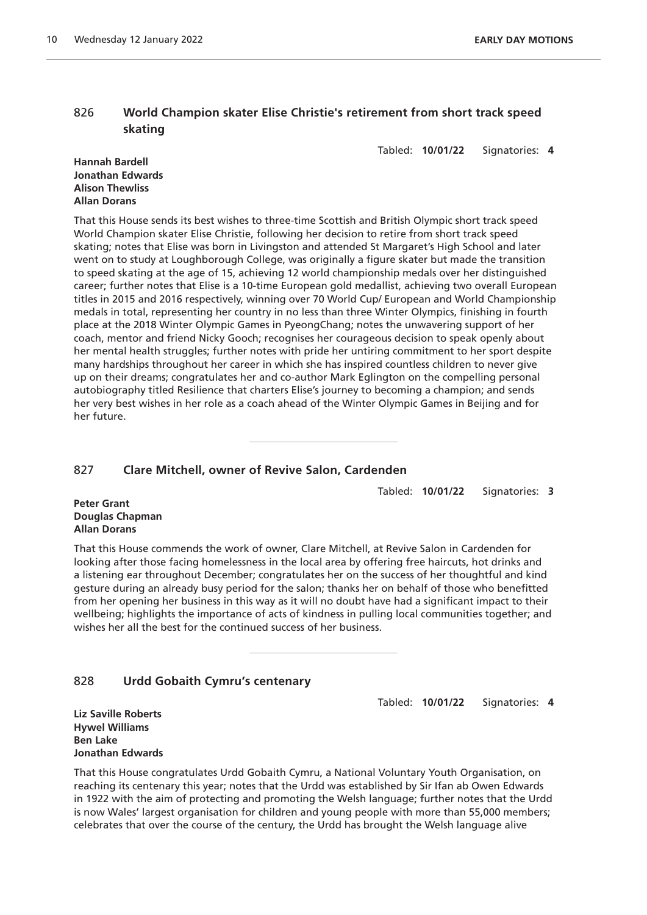## 826 World Champion skater Elise Christie's retirement from short track speed skating

Tabled: **10/01/22** Signatories: **4**

**Hannah Bardell**
**Jonathan Edwards**
**Alison Thewliss**
**Allan Dorans**

That this House sends its best wishes to three-time Scottish and British Olympic short track speed World Champion skater Elise Christie, following her decision to retire from short track speed skating; notes that Elise was born in Livingston and attended St Margaret's High School and later went on to study at Loughborough College, was originally a figure skater but made the transition to speed skating at the age of 15, achieving 12 world championship medals over her distinguished career; further notes that Elise is a 10-time European gold medallist, achieving two overall European titles in 2015 and 2016 respectively, winning over 70 World Cup/ European and World Championship medals in total, representing her country in no less than three Winter Olympics, finishing in fourth place at the 2018 Winter Olympic Games in PyeongChang; notes the unwavering support of her coach, mentor and friend Nicky Gooch; recognises her courageous decision to speak openly about her mental health struggles; further notes with pride her untiring commitment to her sport despite many hardships throughout her career in which she has inspired countless children to never give up on their dreams; congratulates her and co-author Mark Eglington on the compelling personal autobiography titled Resilience that charters Elise's journey to becoming a champion; and sends her very best wishes in her role as a coach ahead of the Winter Olympic Games in Beijing and for her future.

---

## 827 Clare Mitchell, owner of Revive Salon, Cardenden

Tabled: **10/01/22** Signatories: **3**

**Peter Grant**
**Douglas Chapman**
**Allan Dorans**

That this House commends the work of owner, Clare Mitchell, at Revive Salon in Cardenden for looking after those facing homelessness in the local area by offering free haircuts, hot drinks and a listening ear throughout December; congratulates her on the success of her thoughtful and kind gesture during an already busy period for the salon; thanks her on behalf of those who benefitted from her opening her business in this way as it will no doubt have had a significant impact to their wellbeing; highlights the importance of acts of kindness in pulling local communities together; and wishes her all the best for the continued success of her business.

---

## 828 Urdd Gobaith Cymru's centenary

Tabled: **10/01/22** Signatories: **4**

**Liz Saville Roberts**
**Hywel Williams**
**Ben Lake**
**Jonathan Edwards**

That this House congratulates Urdd Gobaith Cymru, a National Voluntary Youth Organisation, on reaching its centenary this year; notes that the Urdd was established by Sir Ifan ab Owen Edwards in 1922 with the aim of protecting and promoting the Welsh language; further notes that the Urdd is now Wales' largest organisation for children and young people with more than 55,000 members; celebrates that over the course of the century, the Urdd has brought the Welsh language alive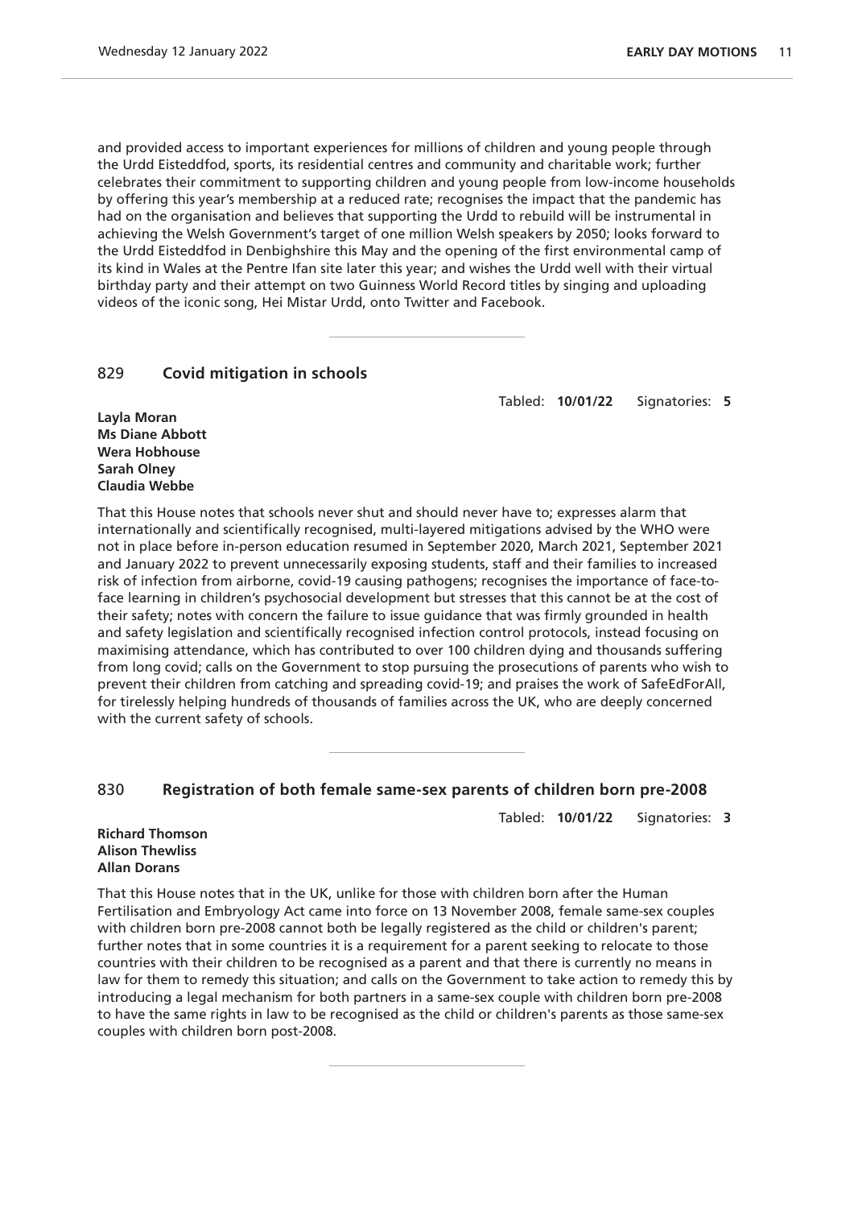and provided access to important experiences for millions of children and young people through the Urdd Eisteddfod, sports, its residential centres and community and charitable work; further celebrates their commitment to supporting children and young people from low-income households by offering this year's membership at a reduced rate; recognises the impact that the pandemic has had on the organisation and believes that supporting the Urdd to rebuild will be instrumental in achieving the Welsh Government's target of one million Welsh speakers by 2050; looks forward to the Urdd Eisteddfod in Denbighshire this May and the opening of the first environmental camp of its kind in Wales at the Pentre Ifan site later this year; and wishes the Urdd well with their virtual birthday party and their attempt on two Guinness World Record titles by singing and uploading videos of the iconic song, Hei Mistar Urdd, onto Twitter and Facebook.

---

## 829 **Covid mitigation in schools**

Tabled: **10/01/22** Signatories: **5**

**Layla Moran**
**Ms Diane Abbott**
**Wera Hobhouse**
**Sarah Olney**
**Claudia Webbe**

That this House notes that schools never shut and should never have to; expresses alarm that internationally and scientifically recognised, multi-layered mitigations advised by the WHO were not in place before in-person education resumed in September 2020, March 2021, September 2021 and January 2022 to prevent unnecessarily exposing students, staff and their families to increased risk of infection from airborne, covid-19 causing pathogens; recognises the importance of face-to-face learning in children's psychosocial development but stresses that this cannot be at the cost of their safety; notes with concern the failure to issue guidance that was firmly grounded in health and safety legislation and scientifically recognised infection control protocols, instead focusing on maximising attendance, which has contributed to over 100 children dying and thousands suffering from long covid; calls on the Government to stop pursuing the prosecutions of parents who wish to prevent their children from catching and spreading covid-19; and praises the work of SafeEdForAll, for tirelessly helping hundreds of thousands of families across the UK, who are deeply concerned with the current safety of schools.

---

## 830 **Registration of both female same-sex parents of children born pre-2008**

Tabled: **10/01/22** Signatories: **3**

**Richard Thomson**
**Alison Thewliss**
**Allan Dorans**

That this House notes that in the UK, unlike for those with children born after the Human Fertilisation and Embryology Act came into force on 13 November 2008, female same-sex couples with children born pre-2008 cannot both be legally registered as the child or children's parent; further notes that in some countries it is a requirement for a parent seeking to relocate to those countries with their children to be recognised as a parent and that there is currently no means in law for them to remedy this situation; and calls on the Government to take action to remedy this by introducing a legal mechanism for both partners in a same-sex couple with children born pre-2008 to have the same rights in law to be recognised as the child or children's parents as those same-sex couples with children born post-2008.

---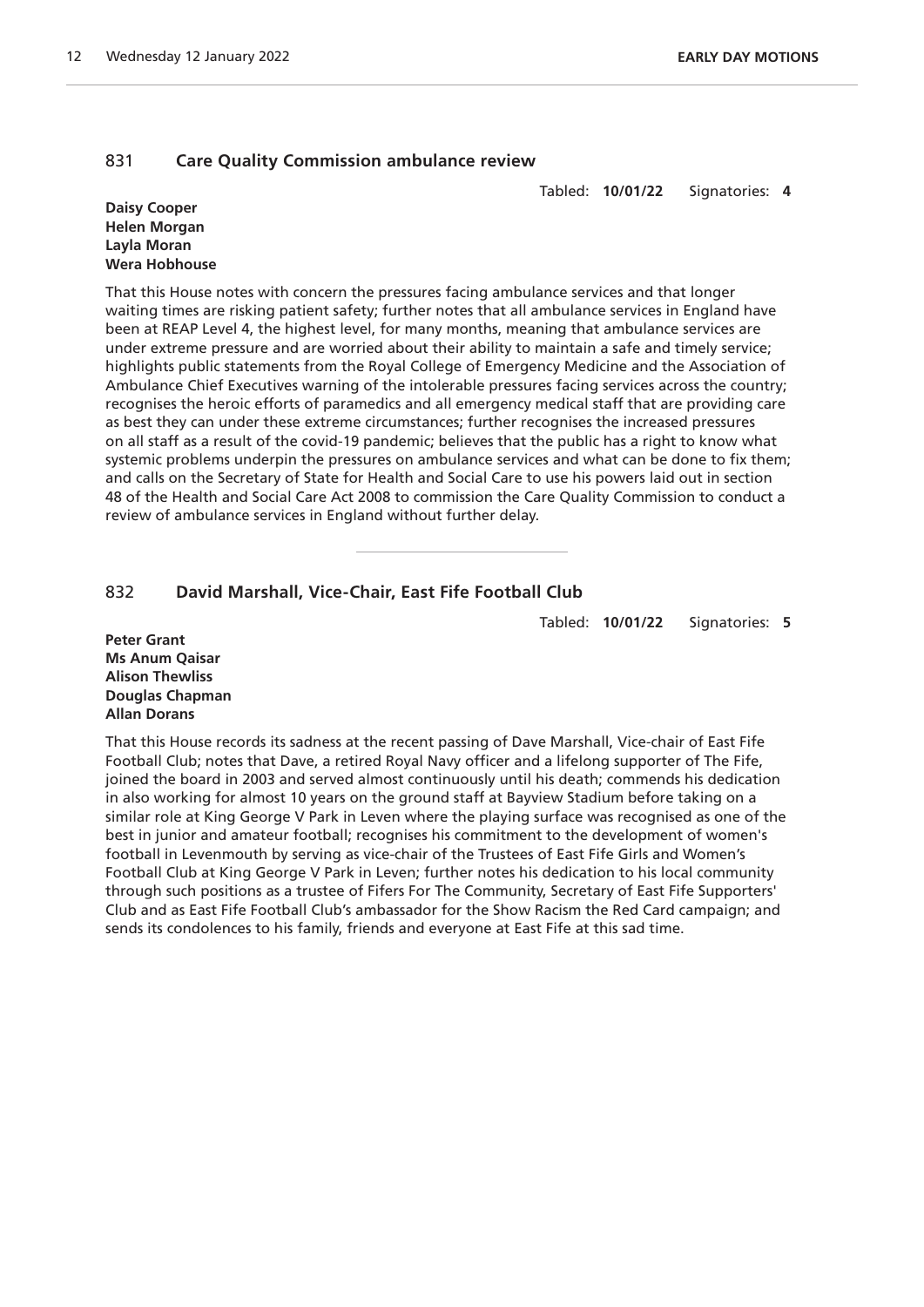## 831 Care Quality Commission ambulance review

Tabled: **10/01/22** Signatories: **4**

**Daisy Cooper**
**Helen Morgan**
**Layla Moran**
**Wera Hobhouse**

That this House notes with concern the pressures facing ambulance services and that longer waiting times are risking patient safety; further notes that all ambulance services in England have been at REAP Level 4, the highest level, for many months, meaning that ambulance services are under extreme pressure and are worried about their ability to maintain a safe and timely service; highlights public statements from the Royal College of Emergency Medicine and the Association of Ambulance Chief Executives warning of the intolerable pressures facing services across the country; recognises the heroic efforts of paramedics and all emergency medical staff that are providing care as best they can under these extreme circumstances; further recognises the increased pressures on all staff as a result of the covid-19 pandemic; believes that the public has a right to know what systemic problems underpin the pressures on ambulance services and what can be done to fix them; and calls on the Secretary of State for Health and Social Care to use his powers laid out in section 48 of the Health and Social Care Act 2008 to commission the Care Quality Commission to conduct a review of ambulance services in England without further delay.

---

## 832 David Marshall, Vice-Chair, East Fife Football Club

Tabled: **10/01/22** Signatories: **5**

**Peter Grant**
**Ms Anum Qaisar**
**Alison Thewliss**
**Douglas Chapman**
**Allan Dorans**

That this House records its sadness at the recent passing of Dave Marshall, Vice-chair of East Fife Football Club; notes that Dave, a retired Royal Navy officer and a lifelong supporter of The Fife, joined the board in 2003 and served almost continuously until his death; commends his dedication in also working for almost 10 years on the ground staff at Bayview Stadium before taking on a similar role at King George V Park in Leven where the playing surface was recognised as one of the best in junior and amateur football; recognises his commitment to the development of women's football in Levenmouth by serving as vice-chair of the Trustees of East Fife Girls and Women's Football Club at King George V Park in Leven; further notes his dedication to his local community through such positions as a trustee of Fifers For The Community, Secretary of East Fife Supporters' Club and as East Fife Football Club's ambassador for the Show Racism the Red Card campaign; and sends its condolences to his family, friends and everyone at East Fife at this sad time.